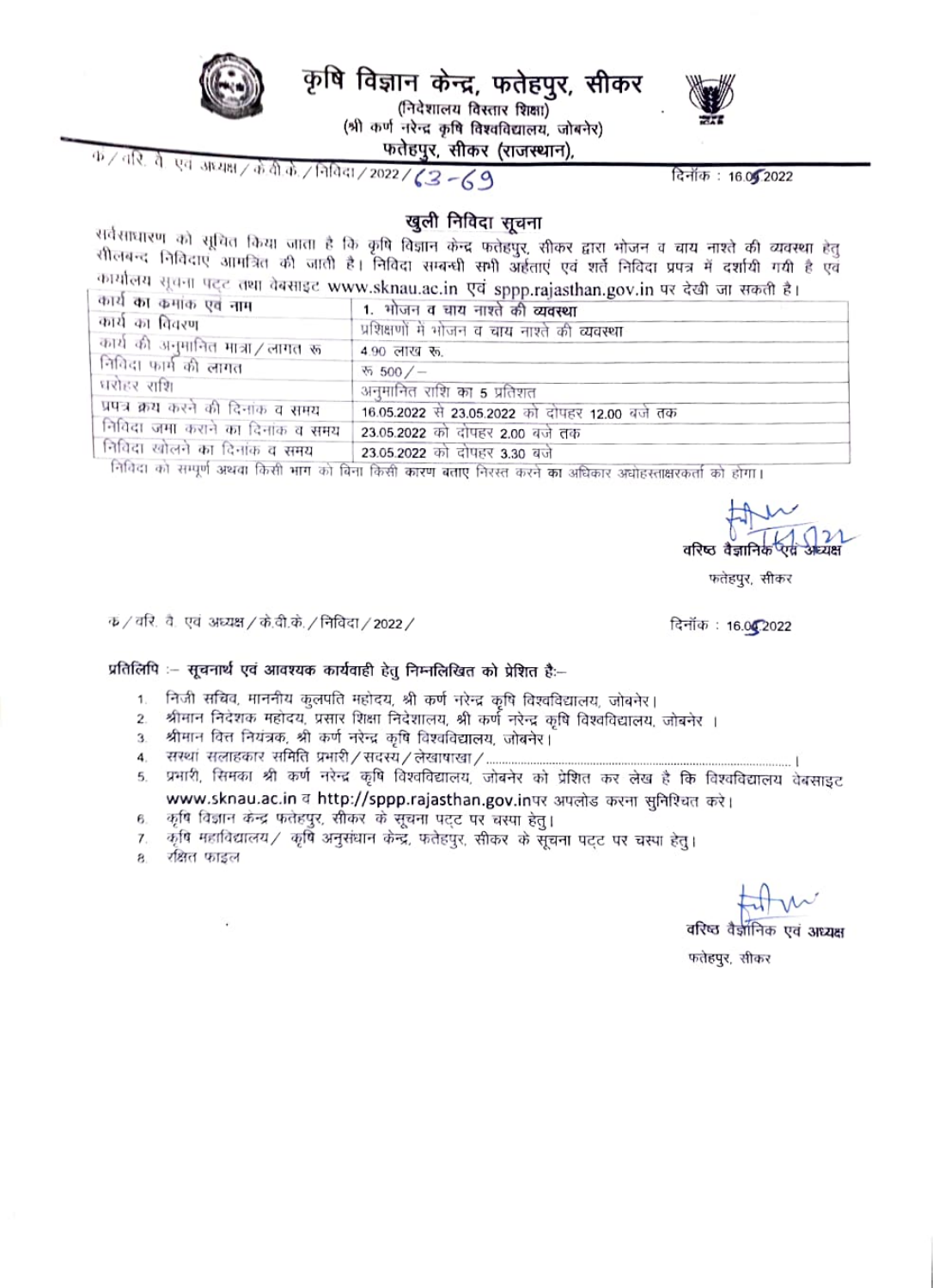# कृषि विज्ञान केन्द्र, फतेहपुर, सीकर

(निदेशालय विस्तार शिक्षा)
(श्री कर्ण नरेन्द्र कृषि विश्वविद्यालय, जोबनेर)
**फतेहपुर, सीकर (राजस्थान),**

क्र./वरि. वै. एवं अध्यक्ष/के.वी.के./निविदा/2022/63-69 दिनांक : 16.05.2022

## खुली निविदा सूचना

सर्वसाधारण को सूचित किया जाता है कि कृषि विज्ञान केन्द्र फतेहपुर, सीकर द्वारा भोजन व चाय नाश्ते की व्यवस्था हेतु सीलबन्द निविदाएं आमंत्रित की जाती है। निविदा सम्बन्धी सभी अर्हताएं एवं शर्ते निविदा प्रपत्र में दर्शायी गयी है एवं कार्यालय सूचना पट्ट तथा वेबसाइट www.sknau.ac.in एवं sppp.rajasthan.gov.in पर देखी जा सकती है।

| कार्य का क्रमांक एवं नाम | 1. भोजन व चाय नाश्ते की व्यवस्था |
|---|---|
| कार्य का विवरण | प्रशिक्षणों में भोजन व चाय नाश्ते की व्यवस्था |
| कार्य की अनुमानित मात्रा/लागत रू | 4.90 लाख रू. |
| निविदा फार्म की लागत | रू 500/– |
| धरोहर राशि | अनुमानित राशि का 5 प्रतिशत |
| प्रपत्र क्रय करने की दिनांक व समय | 16.05.2022 से 23.05.2022 को दोपहर 12.00 बजे तक |
| निविदा जमा कराने का दिनांक व समय | 23.05.2022 को दोपहर 2.00 बजे तक |
| निविदा खोलने का दिनांक व समय | 23.05.2022 को दोपहर 3.30 बजे |

निविदा को सम्पूर्ण अथवा किसी भाग को बिना किसी कारण बताए निरस्त करने का अधिकार अधोहस्ताक्षरकर्ता को होगा।

वरिष्ठ वैज्ञानिक एवं अध्यक्ष
फतेहपुर, सीकर

क्र./वरि. वै. एवं अध्यक्ष/के.वी.के./निविदा/2022/ दिनांक : 16.05.2022

**प्रतिलिपि :– सूचनार्थ एवं आवश्यक कार्यवाही हेतु निम्नलिखित को प्रेशित है:–**

1. निजी सचिव, माननीय कुलपति महोदय, श्री कर्ण नरेन्द्र कृषि विश्वविद्यालय, जोबनेर।
2. श्रीमान निदेशक महोदय, प्रसार शिक्षा निदेशालय, श्री कर्ण नरेन्द्र कृषि विश्वविद्यालय, जोबनेर ।
3. श्रीमान वित्त नियंत्रक, श्री कर्ण नरेन्द्र कृषि विश्वविद्यालय, जोबनेर।
4. सस्थां सलाहकार समिति प्रभारी/सदस्य/लेखाषाखा/............................................ ।
5. प्रभारी, सिमका श्री कर्ण नरेन्द्र कृषि विश्वविद्यालय, जोबनेर को प्रेशित कर लेख है कि विश्वविद्यालय वेबसाइट www.sknau.ac.in व http://sppp.rajasthan.gov.inपर अपलोड करना सुनिश्चित करे।
6. कृषि विज्ञान केन्द्र फतेहपुर, सीकर के सूचना पट्ट पर चस्पा हेतु।
7. कृषि महाविद्यालय/ कृषि अनुसंधान केन्द्र, फतेहपुर, सीकर के सूचना पट्ट पर चस्पा हेतु।
8. रक्षित फाइल

वरिष्ठ वैज्ञानिक एवं अध्यक्ष
फतेहपुर, सीकर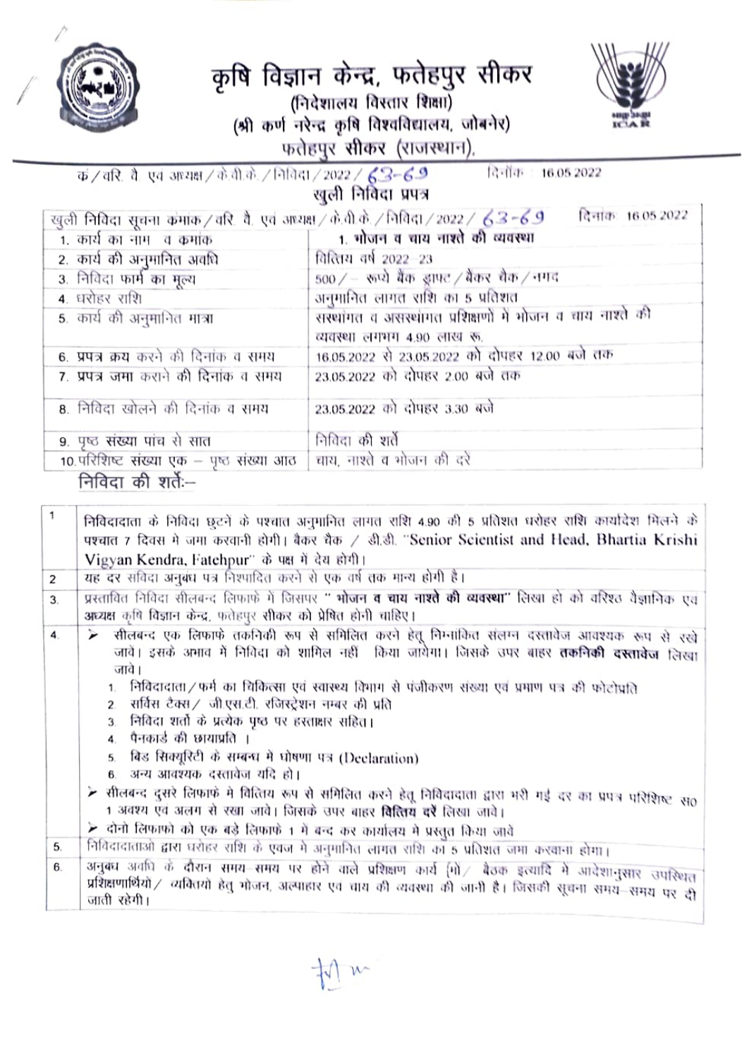# कृषि विज्ञान केन्द्र, फतेहपुर सीकर

**(निदेशालय विस्तार शिक्षा)**

**(श्री कर्ण नरेन्द्र कृषि विश्वविद्यालय, जोबनेर)**

**फतेहपुर सीकर (राजस्थान).**

क्र/वरि. वै. एवं अध्यक्ष/के.वी.के./निविदा/2022/63-69 दिनांक 16.05.2022

## खुली निविदा प्रपत्र

| खुली निविदा सूचना क्रमांक/वरि. वै. एवं अध्यक्ष/के.वी.के./निविदा/2022/63-69 | दिनांक 16.05.2022 |
|---|---|
| 1. कार्य का नाम व क्रमांक | **1. भोजन व चाय नाश्ते की व्यवस्था** |
| 2. कार्य की अनुमानित अवधि | वितिय वर्ष 2022-23 |
| 3. निविदा फार्म का मूल्य | 500/- रूपये बैंक ड्राफ्ट/बैंकर चैक/नगद |
| 4. धरोहर राशि | अनुमानित लागत राशि का 5 प्रतिशत |
| 5. कार्य की अनुमानित मात्रा | संस्थागत व असंस्थागत प्रशिक्षणों में भोजन व चाय नाश्ते की व्यवस्था लगभग 4.90 लाख रू. |
| 6. प्रपत्र क्रय करने की दिनांक व समय | 16.05.2022 से 23.05.2022 को दोपहर 12.00 बजे तक |
| 7. प्रपत्र जमा कराने की दिनांक व समय | 23.05.2022 को दोपहर 2.00 बजे तक |
| 8. निविदा खोलने की दिनांक व समय | 23.05.2022 को दोपहर 3.30 बजे |
| 9. पृष्ठ संख्या पांच से सात | निविदा की शर्ते |
| 10. परिशिष्ट संख्या एक – पृष्ठ संख्या आठ | चाय, नाश्ते व भोजन की दरे |

## निविदा की शर्तेः–

| | |
|---|---|
| 1 | निविदादाता के निविदा छूटने के पश्चात अनुमानित लागत राशि 4.90 की 5 प्रतिशत धरोहर राशि कार्यादेश मिलने के पश्चात 7 दिवस मे जमा करवानी होगी। बैंकर चैक / डी.डी. "Senior Scientist and Head, Bhartia Krishi Vigyan Kendra, Fatehpur" के पक्ष में देय होगी। |
| 2 | यह दर संविदा अनुबंध पत्र निष्पादित करने से एक वर्ष तक मान्य होगी है। |
| 3. | प्रस्तावित निविदा सीलबन्द लिफाफे मे जिसपर **" भोजन व चाय नाश्ते की व्यवस्था"** लिखा हो को वरिष्ठ वैज्ञानिक एव अध्यक्ष कृषि विज्ञान केन्द्र, फतेहपुर सीकर को प्रेषित होनी चाहिए। |
| 4. | ➢ सीलबन्द एक लिफाफे तकनिकी रूप से समिलित करने हेतु निम्नांकित संलग्न दस्तावेज आवश्यक रूप से रखे जावे। इसके अभाव मे निविदा को शामिल नहीं किया जावेगा। जिसके उपर बाहर **तकनिकी दस्तावेज** लिखा जावे।<br>1. निविदादाता/फर्म का चिकित्सा एवं स्वास्थ्य विभाग से पंजीकरण संख्या एवं प्रमाण पत्र की फोटोप्रति<br>2. सर्विस टैक्स/ जी.एस.टी. रजिस्ट्रेशन नम्बर की प्रति<br>3. निविदा शर्तो के प्रत्येक पृष्ठ पर हस्ताक्षर सहित।<br>4. पैनकार्ड की छायाप्रति ।<br>5. बिड सिक्यूरिटी के सम्बन्ध मे घोषणा पत्र (Declaration)<br>6. अन्य आवश्यक दस्तावेज यदि हो।<br>➢ सीलबन्द दुसरे लिफाफे मे वितिय रूप से समिलित करने हेतु निविदादाता द्वारा भरी गई दर का प्रपत्र परिशिष्ट स0 1 अवश्य एव अलग से रखा जावे। जिसके उपर बाहर **वितिय दरें** लिखा जावे।<br>➢ दोनो लिफाफो को एक बड़े लिफाफे 1 मे बन्द कर कार्यालय मे प्रस्तुत किया जावे |
| 5. | निविदादाताओ द्वारा धरोहर राशि के एवज मे अनुमानित लागत राशि का 5 प्रतिशत जमा करवाना होगा। |
| 6. | अनुबंध अवधि के दौरान समय-समय पर होने वाले प्रशिक्षण कार्य गो/ बैठक इत्यादि मे आदेशानुसार उपस्थित प्रशिक्षणार्थियो/ व्यक्तियो हेतु भोजन, अल्पाहार एव चाय की व्यवस्था की जानी है। जिसकी सूचना समय-समय पर दी जाती रहेगी। |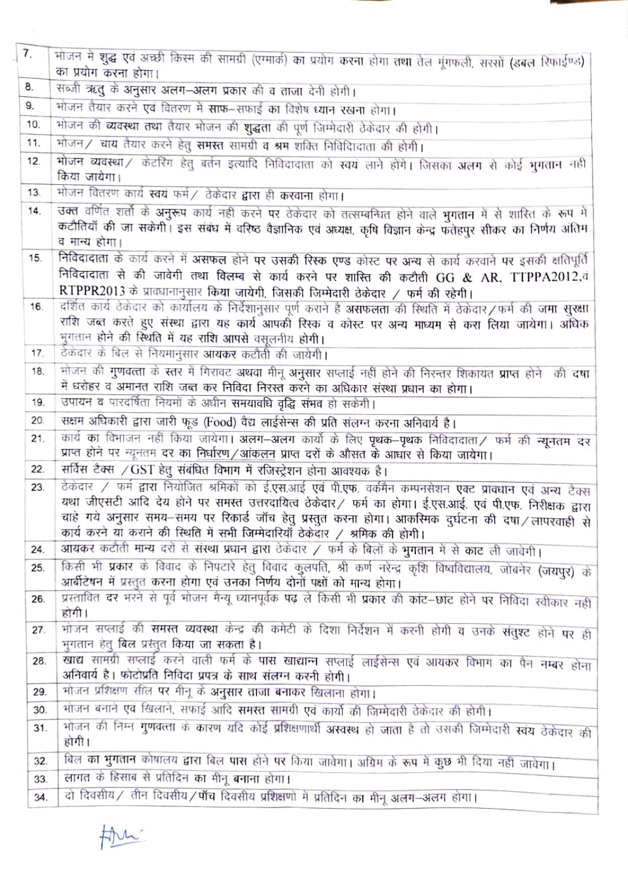| | |
|---|---|
| 7. | भोजन में शुद्ध एवं अच्छी किस्म की सामग्री (एग्मार्क) का प्रयोग करना होगा तथा तेल मूंगफली, सरसों (डबल रिफाईण्ड) का प्रयोग करना होगा। |
| 8. | सब्जी ऋतु के अनुसार अलग–अलग प्रकार की व ताजा देनी होगी। |
| 9. | भोजन तैयार करने एवं वितरण में साफ–सफाई का विशेष ध्यान रखना होगा। |
| 10. | भोजन की व्यवस्था तथा तैयार भोजन की शुद्धता की पूर्ण जिम्मेदारी ठेकेदार की होगी। |
| 11. | भोजन/ चाय तैयार करने हेतु समस्त सामग्री व श्रम शक्ति निविदादाता की होगी। |
| 12. | भोजन व्यवस्था/ केटरिंग हेतु बर्तन इत्यादि निविदादाता को स्वयं लाने होंगे। जिसका अलग से कोई भुगतान नही किया जायेगा। |
| 13. | भोजन वितरण कार्य स्वयं फर्म/ ठेकेदार द्वारा ही करवाना होगा। |
| 14. | उक्त वर्णित शर्तो के अनुरूप कार्य नहीं करने पर ठेकेदार को तत्सम्बन्धित होने वाले भुगतान में से शास्ति के रूप मे कटौतियाँ की जा सकेगी। इस संबंध में वरिष्ठ वैज्ञानिक एवं अध्यक्ष, कृषि विज्ञान केन्द्र फतेहपुर सीकर का निर्णय अंतिम व मान्य होगा। |
| 15. | निविदादाता के कार्य करने में असफल होने पर उसकी रिस्क एण्ड कोस्ट पर अन्य से कार्य करवाने पर इसकी क्षतिपूर्ति निविदादाता से की जावेगी तथा विलम्ब से कार्य करने पर शास्ति की कटौती GG & AR, TTPPA2012.व RTPPR2013 के प्रावधानानुसार किया जायेगी, जिसकी जिम्मेदारी ठेकेदार / फर्म की रहेगी। |
| 16. | दर्शित कार्य ठेकेदार को कार्यालय के निर्देशानुसार पूर्ण कराने है असफलता की स्थिति में ठेकेदार/फर्म की जमा सुरक्षा राशि जब्त करते हुए संस्था द्वारा यह कार्य आपकी रिस्क व कोस्ट पर अन्य माध्यम से करा लिया जायेगा। अधिक भुगतान होने की स्थिति में यह राशि आपसे वसूलनीय होगी। |
| 17. | ठेकेदार के बिल से नियमानुसार आयकर कटौती की जायेगी। |
| 18. | भोजन की गुणवत्ता के स्तर में गिरावट अथवा मीनू अनुसार सप्लाई नहीं होने की निरन्तर शिकायत प्राप्त होने की दषा में धरोहर व अमानत राशि जब्त कर निविदा निरस्त करने का अधिकार संस्था प्रधान का होगा। |
| 19. | उपापन व पारदर्षिता नियमों के अधीन समयावधि वृद्धि संभव हो सकेगी। |
| 20. | सक्षम अधिकारी द्वारा जारी फूड (Food) वैद्य लाईसेन्स की प्रति संलग्न करना अनिवार्य है। |
| 21. | कार्य का विभाजन नहीं किया जायेगा। अलग–अलग कार्यो के लिए पृथक–पृथक निविदादाता/ फर्म की न्यूनतम दर प्राप्त होने पर न्यूनतम दर का निर्धारण/आंकलन प्राप्त दरों के औसत के आधार से किया जायेगा। |
| 22. | सर्विस टैक्स /GST हेतु संबंधित विभाग में रजिस्ट्रेशन होना आवश्यक है। |
| 23. | ठेकेदार / फर्म द्वारा नियोजित श्रमिकों को ई.एस.आई एवं पी.एफ. वर्कमैन कम्पनसेशन एक्ट प्रावधान एवं अन्य टैक्स यथा जीएसटी आदि देय होने पर समस्त उत्तरदायित्व ठेकेदार/ फर्म का होगा। ई.एस.आई. एवं पी.एफ. निरीक्षक द्वारा चाहे गये अनुसार समय–समय पर रिकार्ड जाँच हेतु प्रस्तुत करना होगा। आकस्मिक दुर्घटना की दषा/लापरवाही से कार्य करने या कराने की स्थिति में सभी जिम्मेदारियाँ ठेकेदार / श्रमिक की होगी। |
| 24. | आयकर कटौती मान्य दरों से संस्था प्रधान द्वारा ठेकेदार / फर्म के बिलों के भुगतान में से काट ली जावेगी। |
| 25. | किसी भी प्रकार के विवाद के निपटारे हेतु विवाद कुलपति, श्री कर्ण नरेन्द्र कृषि विष्वविद्यालय, जोबनेर (जयपुर) के आर्बीटेषन में प्रस्तुत करना होगा एवं उनका निर्णय दोनों पक्षों को मान्य होगा। |
| 26. | प्रस्तावित दर भरने से पूर्व भोजन मैन्यू ध्यानपूर्वक पढ़ ले किसी भी प्रकार की कांट–छांट होने पर निविदा स्वीकार नहीं होगी। |
| 27. | भोजन सप्लाई की समस्त व्यवस्था केन्द्र की कमेटी के दिशा निर्देशन में करनी होगी व उनके संतुश्ट होने पर ही भुगतान हेतु बिल प्रस्तुत किया जा सकता है। |
| 28. | खाद्य सामग्री सप्लाई करने वाली फर्म के पास खाद्यान्न सप्लाई लाईसेन्स एवं आयकर विभाग का पैन नम्बर होना अनिवार्य है। फोटोप्रति निविदा प्रपत्र के साथ संलग्न करनी होगी। |
| 29. | भोजन प्रशिक्षण सत्र पर मीनू के अनुसार ताजा बनाकर खिलाना होगा। |
| 30. | भोजन बनाने एव खिलाने, सफाई आदि समस्त सामग्री एवं कार्यो की जिम्मेदारी ठेकेदार की होगी। |
| 31. | भोजन की निम्न गुणवत्ता के कारण यदि कोई प्रशिक्षणार्थी अस्वस्थ हो जाता है तो उसकी जिम्मेदारी स्वयं ठेकेदार की होगी। |
| 32. | बिल का भुगतान कोषालय द्वारा बिल पास होने पर किया जावेगा। अग्रिम के रूप में कुछ भी दिया नहीं जावेगा। |
| 33. | लागत के हिसाब से प्रतिदिन का मीनू बनाना होगा। |
| 34. | दो दिवसीय/ तीन दिवसीय/पॉच दिवसीय प्रशिक्षणो में प्रतिदिन का मीनू अलग–अलग होगा। |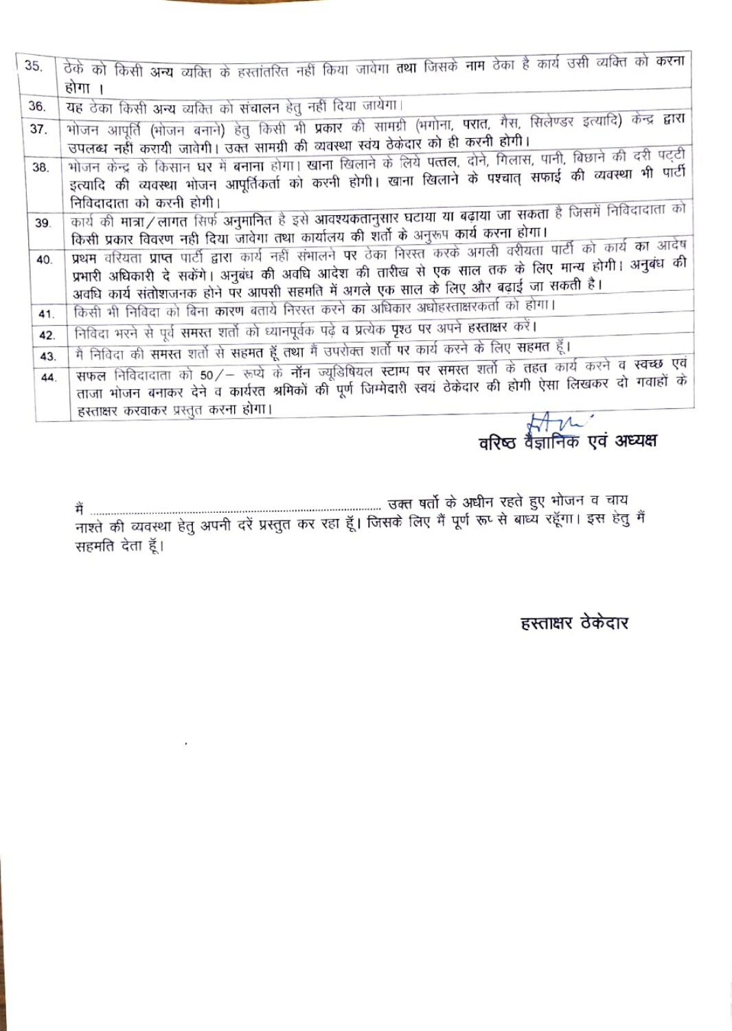| | |
|---|---|
| 35. | ठेके को किसी अन्य व्यक्ति के हस्तांतरित नहीं किया जावेगा तथा जिसके नाम ठेका है कार्य उसी व्यक्ति को करना होगा । |
| 36. | यह ठेका किसी अन्य व्यक्ति को संचालन हेतु नहीं दिया जायेगा। |
| 37. | भोजन आपूर्ति (भोजन बनाने) हेतु किसी भी प्रकार की सामग्री (भगोना, परात, गैस, सिलेण्डर इत्यादि) केन्द्र द्वारा उपलब्ध नहीं करायी जावेगी। उक्त सामग्री की व्यवस्था स्वंय ठेकेदार को ही करनी होगी। |
| 38. | भोजन केन्द्र के किसान घर में बनाना होगा। खाना खिलाने के लिये पत्तल, दोने, गिलास, पानी, बिछाने की दरी पट्टी इत्यादि की व्यवस्था भोजन आपूर्तिकर्ता को करनी होगी। खाना खिलाने के पश्चात् सफाई की व्यवस्था भी पार्टी निविदादाता को करनी होगी। |
| 39. | कार्य की मात्रा/लागत सिर्फ अनुमानित है इसे आवश्यकतानुसार घटाया या बढ़ाया जा सकता है जिसमें निविदादाता को किसी प्रकार विवरण नही दिया जावेगा तथा कार्यालय की शर्तो के अनुरूप कार्य करना होगा। |
| 40. | प्रथम वरियता प्राप्त पार्टी द्वारा कार्य नहीं संभालने पर ठेका निरस्त करके अगली वरीयता पार्टी को कार्य का आदेष प्रभारी अधिकारी दे सकेंगे। अनुबंध की अवधि आदेश की तारीख से एक साल तक के लिए मान्य होगी। अनुबंध की अवधि कार्य संतोशजनक होने पर आपसी सहमति में अगले एक साल के लिए और बढ़ाई जा सकती है। |
| 41. | किसी भी निविदा को बिना कारण बताये निरस्त करने का अधिकार अधोहस्ताक्षरकर्ता को होगा। |
| 42. | निविदा भरने से पूर्व समस्त शर्तो को ध्यानपूर्वक पढ़े व प्रत्येक पृष्ठ पर अपने हस्ताक्षर करें। |
| 43. | मैं निविदा की समस्त शर्तो से सहमत हूँ तथा मैं उपरोक्त शर्तो पर कार्य करने के लिए सहमत हूँ। |
| 44. | सफल निविदादाता को 50/– रूप्ये के नॉन ज्यूडिषियल स्टाम्प पर समस्त शर्तो के तहत कार्य करने व स्वच्छ एवं ताजा भोजन बनाकर देने व कार्यरत श्रमिकों की पूर्ण जिम्मेदारी स्वयं ठेकेदार की होगी ऐसा लिखकर दो गवाहों के हस्ताक्षर करवाकर प्रस्तुत करना होगा। |

**वरिष्ठ वैज्ञानिक एवं अध्यक्ष**

मैं ...................................................................................... उक्त षर्तो के अधीन रहते हुए भोजन व चाय नाश्ते की व्यवस्था हेतु अपनी दरें प्रस्तुत कर रहा हूँ। जिसके लिए मैं पूर्ण रूप से बाध्य रहूँगा। इस हेतु मैं सहमति देता हूँ।

**हस्ताक्षर ठेकेदार**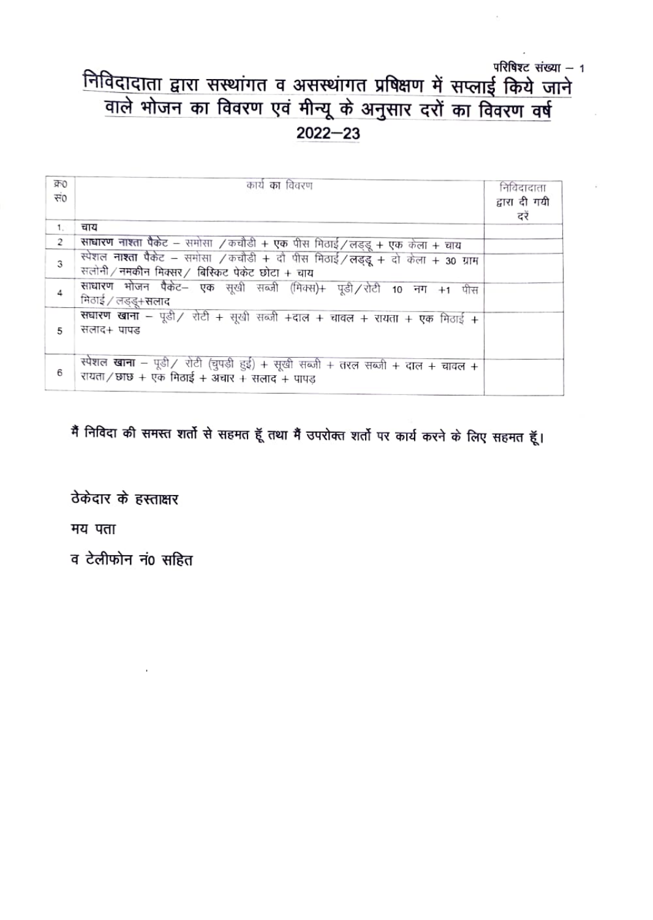परिषिश्ट संख्या – 1

# निविदादाता द्वारा सस्थांगत व असस्थांगत प्रषिक्षण में सप्लाई किये जाने वाले भोजन का विवरण एवं मीन्यू के अनुसार दरों का विवरण वर्ष 2022–23

| क्र० सं० | कार्य का विवरण | निविदादाता द्वारा दी गयी दरें |
|---|---|---|
| 1. | चाय | |
| 2 | **साधारण नाश्ता पैकेट** – समोसा /कचौडी + एक पीस मिठाई/लड्डू + एक केला + चाय | |
| 3 | स्पेशल **नाश्ता पैकेट** – समोसा /कचौडी + दो पीस मिठाई/लड्डू + दो केला + 30 ग्राम सलोनी/नमकीन मिक्सर/ बिस्किट पेकेट छोटा + चाय | |
| 4 | साधारण भोजन पैकेट– एक सूखी सब्जी (मिक्स)+ पूडी/रोटी 10 नग +1 पीस मिठाई/लड्डू+सलाद | |
| 5 | **सधारण खाना** – पूडी/ रोटी + सूखी सब्जी +दाल + चावल + रायता + एक मिठाई + सलाद+ पापड | |
| 6 | स्पेशल **खाना** – पूडी/ रोटी (चुपडी हुई) + सूखी सब्जी + तरल सब्जी + दाल + चावल + रायता/छाछ + एक मिठाई + अचार + सलाद + पापड़ | |

**मैं निविदा की समस्त शर्तो से सहमत हूँ तथा मैं उपरोक्त शर्तो पर कार्य करने के लिए सहमत हूँ।**

ठेकेदार के हस्ताक्षर

मय पता

व टेलीफोन नं० सहित